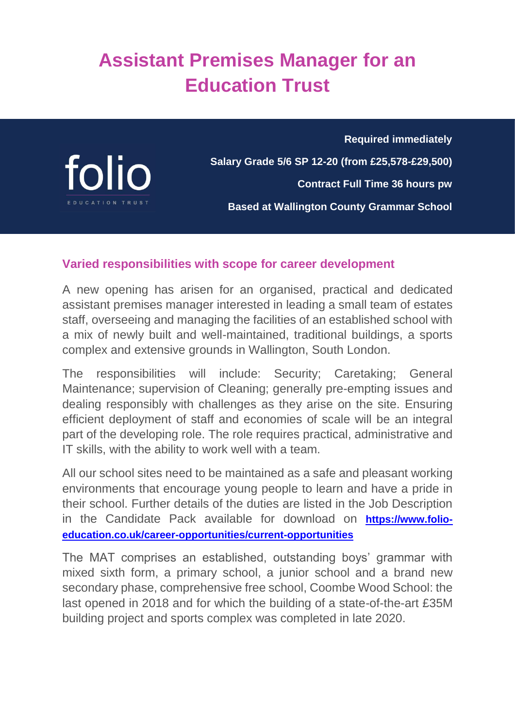# Assistant Premises Manager for an Education Trust

folio

EDUCATION TRUST

**Required immediately**

**Salary Grade 5/6 SP 12-20 (from £25,578-£29,500)**

**Contract Full Time 36 hours pw**

**Based at Wallington County Grammar School**

## Varied responsibilities with scope for career development

A new opening has arisen for an organised, practical and dedicated assistant premises manager interested in leading a small team of estates staff, overseeing and managing the facilities of an established school with a mix of newly built and well-maintained, traditional buildings, a sports complex and extensive grounds in Wallington, South London.

The responsibilities will include: Security; Caretaking; General Maintenance; supervision of Cleaning; generally pre-empting issues and dealing responsibly with challenges as they arise on the site. Ensuring efficient deployment of staff and economies of scale will be an integral part of the developing role. The role requires practical, administrative and IT skills, with the ability to work well with a team.

All our school sites need to be maintained as a safe and pleasant working environments that encourage young people to learn and have a pride in their school. Further details of the duties are listed in the Job Description in the Candidate Pack available for download on **https://www.folio-education.co.uk/career-opportunities/current-opportunities**

The MAT comprises an established, outstanding boys' grammar with mixed sixth form, a primary school, a junior school and a brand new secondary phase, comprehensive free school, Coombe Wood School: the last opened in 2018 and for which the building of a state-of-the-art £35M building project and sports complex was completed in late 2020.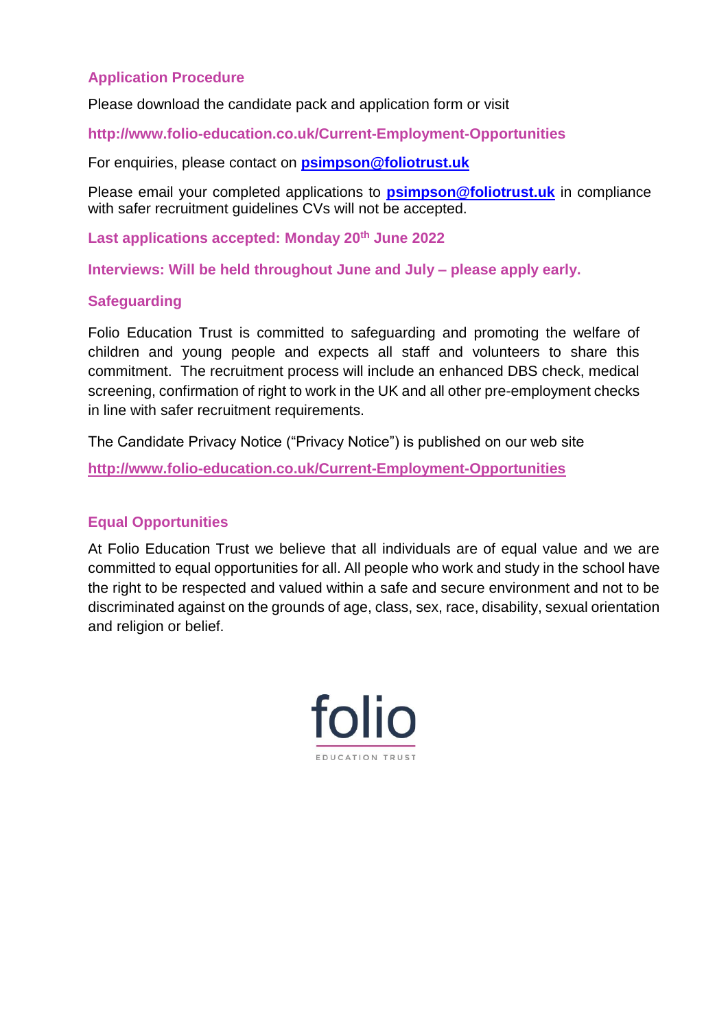## Application Procedure

Please download the candidate pack and application form or visit

**http://www.folio-education.co.uk/Current-Employment-Opportunities**

For enquiries, please contact on **psimpson@foliotrust.uk**

Please email your completed applications to **psimpson@foliotrust.uk** in compliance with safer recruitment guidelines CVs will not be accepted.

**Last applications accepted: Monday 20th June 2022**

**Interviews: Will be held throughout June and July – please apply early.**

## Safeguarding

Folio Education Trust is committed to safeguarding and promoting the welfare of children and young people and expects all staff and volunteers to share this commitment. The recruitment process will include an enhanced DBS check, medical screening, confirmation of right to work in the UK and all other pre-employment checks in line with safer recruitment requirements.

The Candidate Privacy Notice ("Privacy Notice") is published on our web site

**http://www.folio-education.co.uk/Current-Employment-Opportunities**

## Equal Opportunities

At Folio Education Trust we believe that all individuals are of equal value and we are committed to equal opportunities for all. All people who work and study in the school have the right to be respected and valued within a safe and secure environment and not to be discriminated against on the grounds of age, class, sex, race, disability, sexual orientation and religion or belief.

folio

EDUCATION TRUST